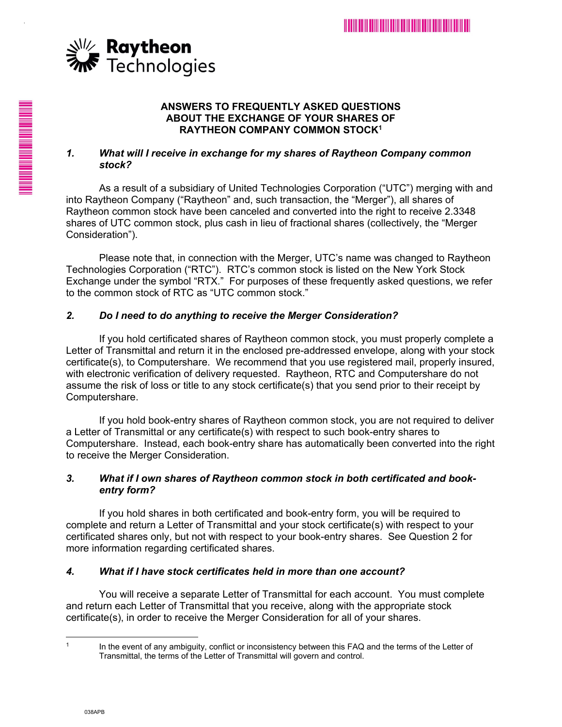**Raytheon Technologies**

## ANSWERS TO FREQUENTLY ASKED QUESTIONS ABOUT THE EXCHANGE OF YOUR SHARES OF RAYTHEON COMPANY COMMON STOCK[1]

### *1. What will I receive in exchange for my shares of Raytheon Company common stock?*

As a result of a subsidiary of United Technologies Corporation ("UTC") merging with and into Raytheon Company ("Raytheon" and, such transaction, the "Merger"), all shares of Raytheon common stock have been canceled and converted into the right to receive 2.3348 shares of UTC common stock, plus cash in lieu of fractional shares (collectively, the "Merger Consideration").

Please note that, in connection with the Merger, UTC's name was changed to Raytheon Technologies Corporation ("RTC"). RTC's common stock is listed on the New York Stock Exchange under the symbol "RTX." For purposes of these frequently asked questions, we refer to the common stock of RTC as "UTC common stock."

### *2. Do I need to do anything to receive the Merger Consideration?*

If you hold certificated shares of Raytheon common stock, you must properly complete a Letter of Transmittal and return it in the enclosed pre-addressed envelope, along with your stock certificate(s), to Computershare. We recommend that you use registered mail, properly insured, with electronic verification of delivery requested. Raytheon, RTC and Computershare do not assume the risk of loss or title to any stock certificate(s) that you send prior to their receipt by Computershare.

If you hold book-entry shares of Raytheon common stock, you are not required to deliver a Letter of Transmittal or any certificate(s) with respect to such book-entry shares to Computershare. Instead, each book-entry share has automatically been converted into the right to receive the Merger Consideration.

### *3. What if I own shares of Raytheon common stock in both certificated and book-entry form?*

If you hold shares in both certificated and book-entry form, you will be required to complete and return a Letter of Transmittal and your stock certificate(s) with respect to your certificated shares only, but not with respect to your book-entry shares. See Question 2 for more information regarding certificated shares.

### *4. What if I have stock certificates held in more than one account?*

You will receive a separate Letter of Transmittal for each account. You must complete and return each Letter of Transmittal that you receive, along with the appropriate stock certificate(s), in order to receive the Merger Consideration for all of your shares.

---

[1] In the event of any ambiguity, conflict or inconsistency between this FAQ and the terms of the Letter of Transmittal, the terms of the Letter of Transmittal will govern and control.

038APB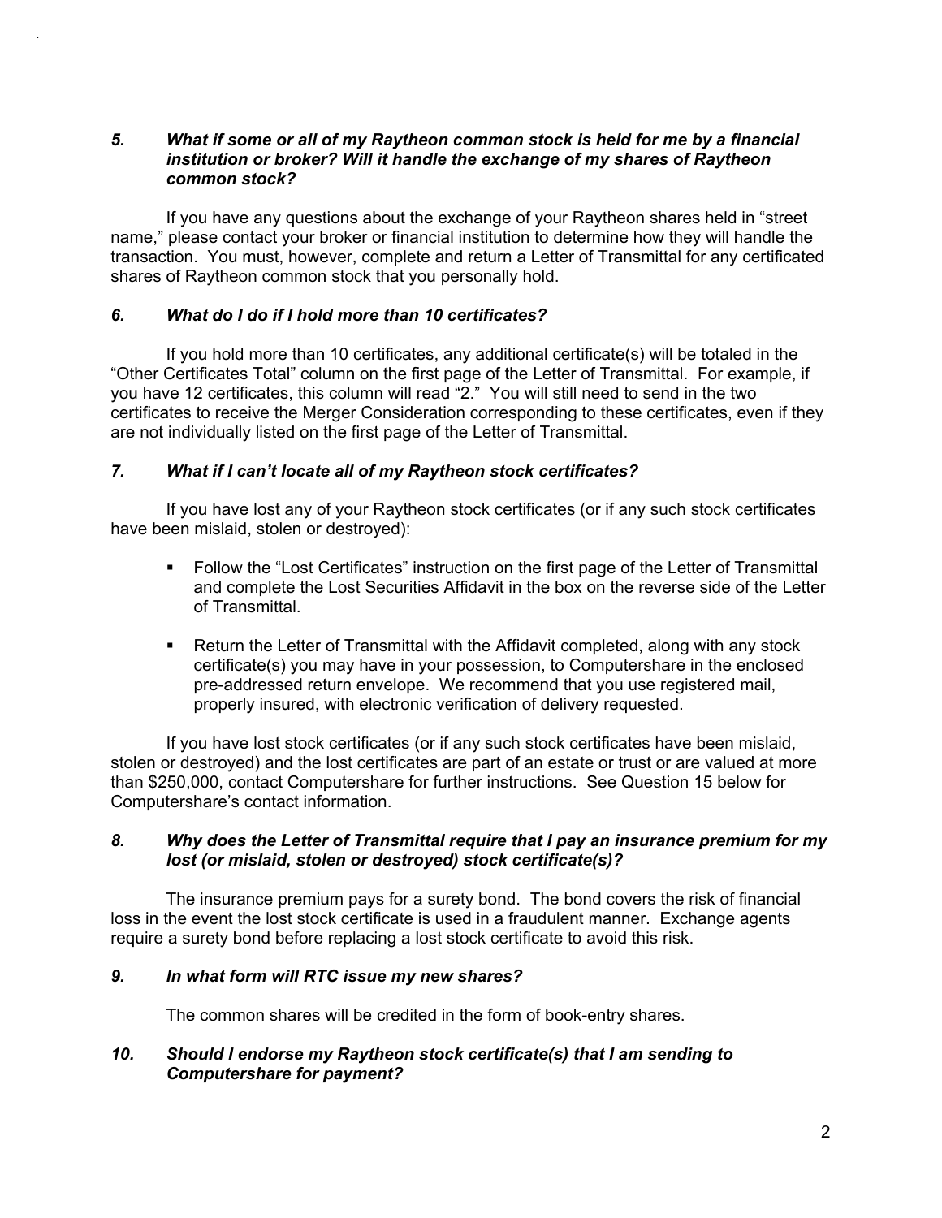### *5. What if some or all of my Raytheon common stock is held for me by a financial institution or broker? Will it handle the exchange of my shares of Raytheon common stock?*

If you have any questions about the exchange of your Raytheon shares held in "street name," please contact your broker or financial institution to determine how they will handle the transaction. You must, however, complete and return a Letter of Transmittal for any certificated shares of Raytheon common stock that you personally hold.

### *6. What do I do if I hold more than 10 certificates?*

If you hold more than 10 certificates, any additional certificate(s) will be totaled in the "Other Certificates Total" column on the first page of the Letter of Transmittal. For example, if you have 12 certificates, this column will read "2." You will still need to send in the two certificates to receive the Merger Consideration corresponding to these certificates, even if they are not individually listed on the first page of the Letter of Transmittal.

### *7. What if I can't locate all of my Raytheon stock certificates?*

If you have lost any of your Raytheon stock certificates (or if any such stock certificates have been mislaid, stolen or destroyed):

- Follow the "Lost Certificates" instruction on the first page of the Letter of Transmittal and complete the Lost Securities Affidavit in the box on the reverse side of the Letter of Transmittal.
- Return the Letter of Transmittal with the Affidavit completed, along with any stock certificate(s) you may have in your possession, to Computershare in the enclosed pre-addressed return envelope. We recommend that you use registered mail, properly insured, with electronic verification of delivery requested.

If you have lost stock certificates (or if any such stock certificates have been mislaid, stolen or destroyed) and the lost certificates are part of an estate or trust or are valued at more than $250,000, contact Computershare for further instructions. See Question 15 below for Computershare's contact information.

### *8. Why does the Letter of Transmittal require that I pay an insurance premium for my lost (or mislaid, stolen or destroyed) stock certificate(s)?*

The insurance premium pays for a surety bond. The bond covers the risk of financial loss in the event the lost stock certificate is used in a fraudulent manner. Exchange agents require a surety bond before replacing a lost stock certificate to avoid this risk.

### *9. In what form will RTC issue my new shares?*

The common shares will be credited in the form of book-entry shares.

### *10. Should I endorse my Raytheon stock certificate(s) that I am sending to Computershare for payment?*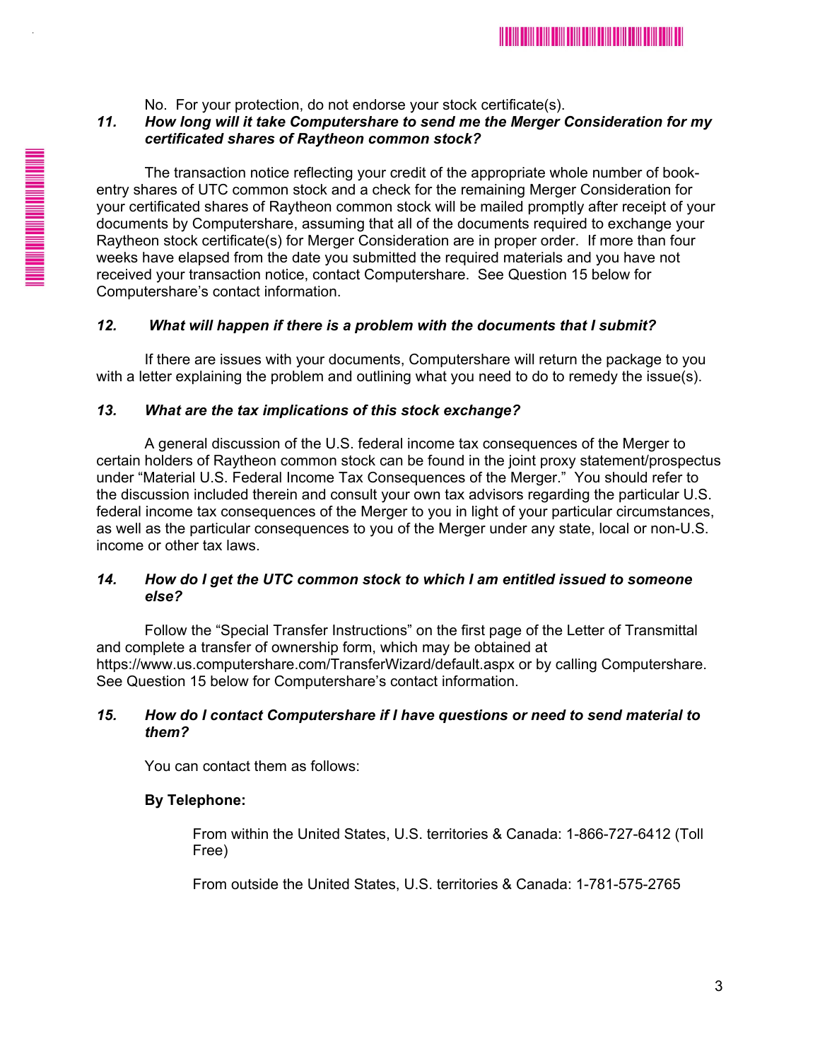No. For your protection, do not endorse your stock certificate(s).

***11. How long will it take Computershare to send me the Merger Consideration for my certificated shares of Raytheon common stock?***

The transaction notice reflecting your credit of the appropriate whole number of book-entry shares of UTC common stock and a check for the remaining Merger Consideration for your certificated shares of Raytheon common stock will be mailed promptly after receipt of your documents by Computershare, assuming that all of the documents required to exchange your Raytheon stock certificate(s) for Merger Consideration are in proper order. If more than four weeks have elapsed from the date you submitted the required materials and you have not received your transaction notice, contact Computershare. See Question 15 below for Computershare's contact information.

***12. What will happen if there is a problem with the documents that I submit?***

If there are issues with your documents, Computershare will return the package to you with a letter explaining the problem and outlining what you need to do to remedy the issue(s).

***13. What are the tax implications of this stock exchange?***

A general discussion of the U.S. federal income tax consequences of the Merger to certain holders of Raytheon common stock can be found in the joint proxy statement/prospectus under "Material U.S. Federal Income Tax Consequences of the Merger." You should refer to the discussion included therein and consult your own tax advisors regarding the particular U.S. federal income tax consequences of the Merger to you in light of your particular circumstances, as well as the particular consequences to you of the Merger under any state, local or non-U.S. income or other tax laws.

***14. How do I get the UTC common stock to which I am entitled issued to someone else?***

Follow the "Special Transfer Instructions" on the first page of the Letter of Transmittal and complete a transfer of ownership form, which may be obtained at https://www.us.computershare.com/TransferWizard/default.aspx or by calling Computershare. See Question 15 below for Computershare's contact information.

***15. How do I contact Computershare if I have questions or need to send material to them?***

You can contact them as follows:

**By Telephone:**

From within the United States, U.S. territories & Canada: 1-866-727-6412 (Toll Free)

From outside the United States, U.S. territories & Canada: 1-781-575-2765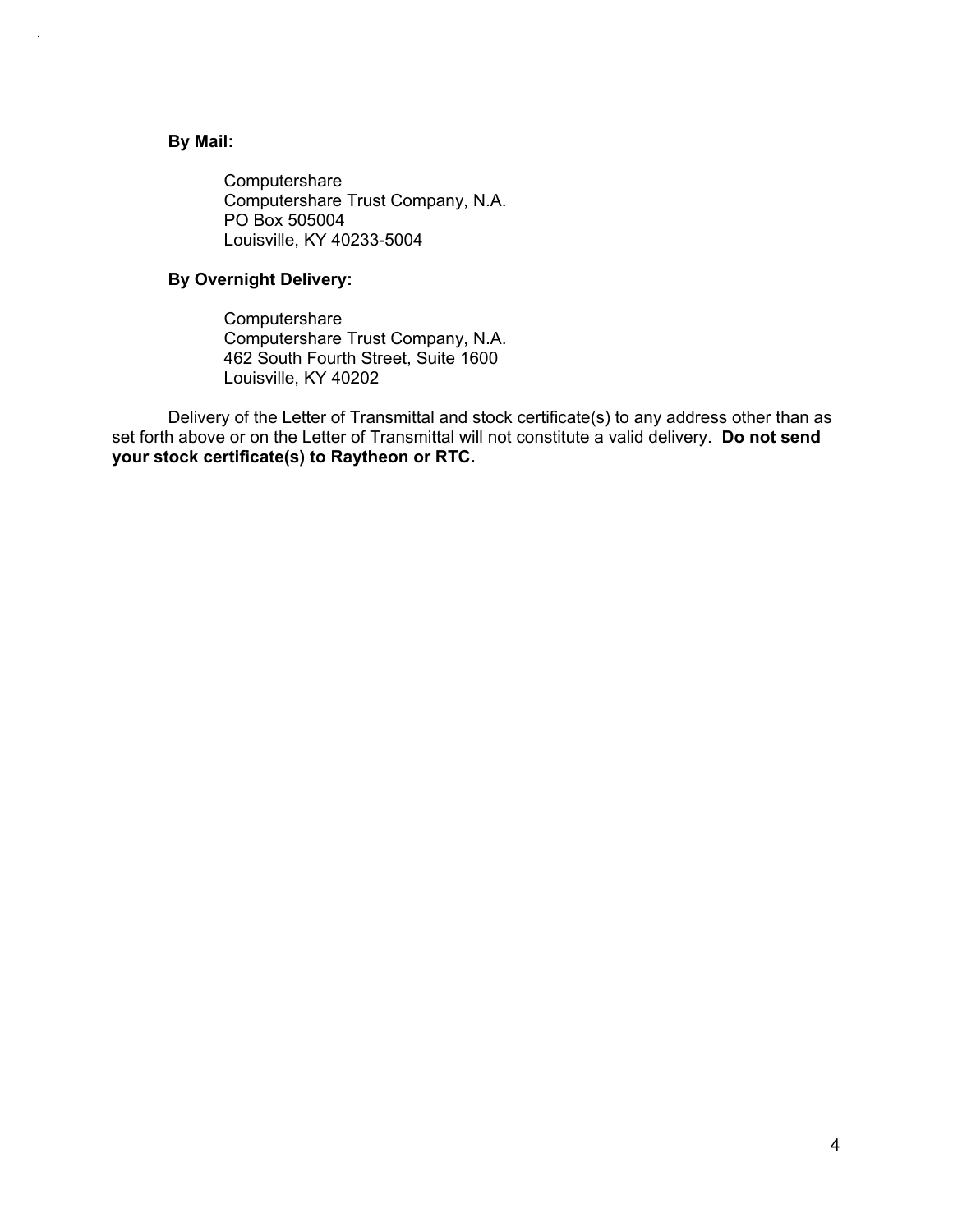**By Mail:**

Computershare  
Computershare Trust Company, N.A.  
PO Box 505004  
Louisville, KY 40233-5004

**By Overnight Delivery:**

Computershare  
Computershare Trust Company, N.A.  
462 South Fourth Street, Suite 1600  
Louisville, KY 40202

Delivery of the Letter of Transmittal and stock certificate(s) to any address other than as set forth above or on the Letter of Transmittal will not constitute a valid delivery. **Do not send your stock certificate(s) to Raytheon or RTC.**